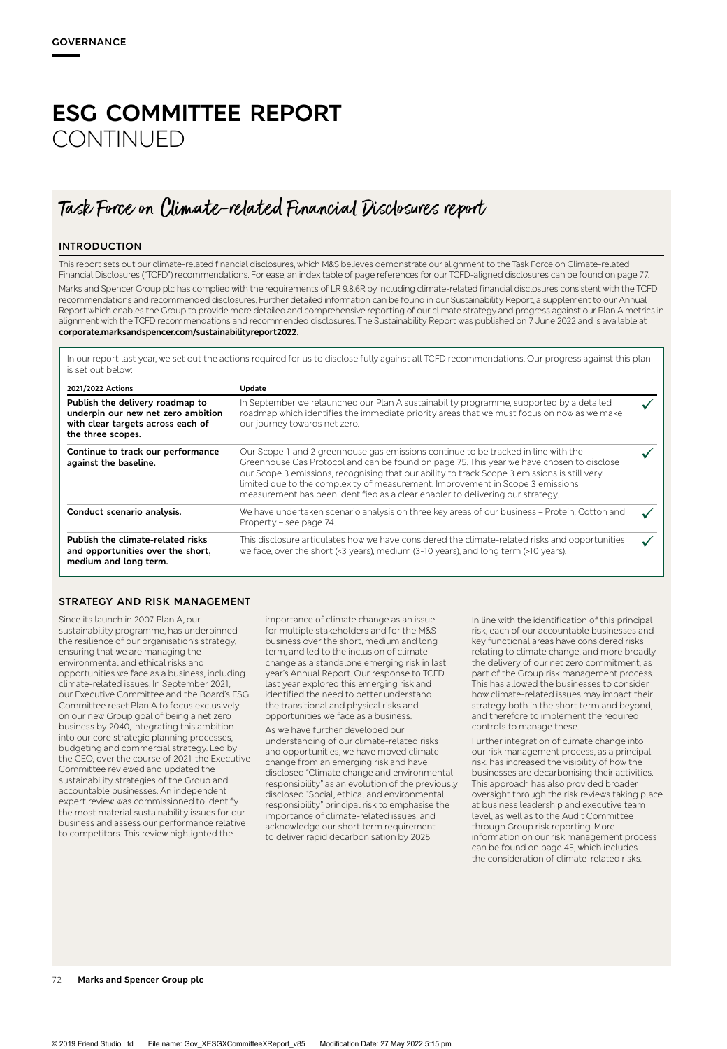GOVERNANCE

# ESG COMMITTEE REPORT
CONTINUED

## Task Force on Climate-related Financial Disclosures report

### INTRODUCTION

This report sets out our climate-related financial disclosures, which M&S believes demonstrate our alignment to the Task Force on Climate-related Financial Disclosures ("TCFD") recommendations. For ease, an index table of page references for our TCFD-aligned disclosures can be found on page 77.

Marks and Spencer Group plc has complied with the requirements of LR 9.8.6R by including climate-related financial disclosures consistent with the TCFD recommendations and recommended disclosures. Further detailed information can be found in our Sustainability Report, a supplement to our Annual Report which enables the Group to provide more detailed and comprehensive reporting of our climate strategy and progress against our Plan A metrics in alignment with the TCFD recommendations and recommended disclosures. The Sustainability Report was published on 7 June 2022 and is available at **corporate.marksandspencer.com/sustainabilityreport2022**.

In our report last year, we set out the actions required for us to disclose fully against all TCFD recommendations. Our progress against this plan is set out below:

| 2021/2022 Actions | Update | |
|---|---|---|
| **Publish the delivery roadmap to underpin our new net zero ambition with clear targets across each of the three scopes.** | In September we relaunched our Plan A sustainability programme, supported by a detailed roadmap which identifies the immediate priority areas that we must focus on now as we make our journey towards net zero. | ✓ |
| **Continue to track our performance against the baseline.** | Our Scope 1 and 2 greenhouse gas emissions continue to be tracked in line with the Greenhouse Gas Protocol and can be found on page 75. This year we have chosen to disclose our Scope 3 emissions, recognising that our ability to track Scope 3 emissions is still very limited due to the complexity of measurement. Improvement in Scope 3 emissions measurement has been identified as a clear enabler to delivering our strategy. | ✓ |
| **Conduct scenario analysis.** | We have undertaken scenario analysis on three key areas of our business – Protein, Cotton and Property – see page 74. | ✓ |
| **Publish the climate-related risks and opportunities over the short, medium and long term.** | This disclosure articulates how we have considered the climate-related risks and opportunities we face, over the short (<3 years), medium (3-10 years), and long term (>10 years). | ✓ |

### STRATEGY AND RISK MANAGEMENT

Since its launch in 2007 Plan A, our sustainability programme, has underpinned the resilience of our organisation's strategy, ensuring that we are managing the environmental and ethical risks and opportunities we face as a business, including climate-related issues. In September 2021, our Executive Committee and the Board's ESG Committee reset Plan A to focus exclusively on our new Group goal of being a net zero business by 2040, integrating this ambition into our core strategic planning processes, budgeting and commercial strategy. Led by the CEO, over the course of 2021 the Executive Committee reviewed and updated the sustainability strategies of the Group and accountable businesses. An independent expert review was commissioned to identify the most material sustainability issues for our business and assess our performance relative to competitors. This review highlighted the importance of climate change as an issue for multiple stakeholders and for the M&S business over the short, medium and long term, and led to the inclusion of climate change as a standalone emerging risk in last year's Annual Report. Our response to TCFD last year explored this emerging risk and identified the need to better understand the transitional and physical risks and opportunities we face as a business.

As we have further developed our understanding of our climate-related risks and opportunities, we have moved climate change from an emerging risk and have disclosed "Climate change and environmental responsibility" as an evolution of the previously disclosed "Social, ethical and environmental responsibility" principal risk to emphasise the importance of climate-related issues, and acknowledge our short term requirement to deliver rapid decarbonisation by 2025.

In line with the identification of this principal risk, each of our accountable businesses and key functional areas have considered risks relating to climate change, and more broadly the delivery of our net zero commitment, as part of the Group risk management process. This has allowed the businesses to consider how climate-related issues may impact their strategy both in the short term and beyond, and therefore to implement the required controls to manage these.

Further integration of climate change into our risk management process, as a principal risk, has increased the visibility of how the businesses are decarbonising their activities. This approach has also provided broader oversight through the risk reviews taking place at business leadership and executive team level, as well as to the Audit Committee through Group risk reporting. More information on our risk management process can be found on page 45, which includes the consideration of climate-related risks.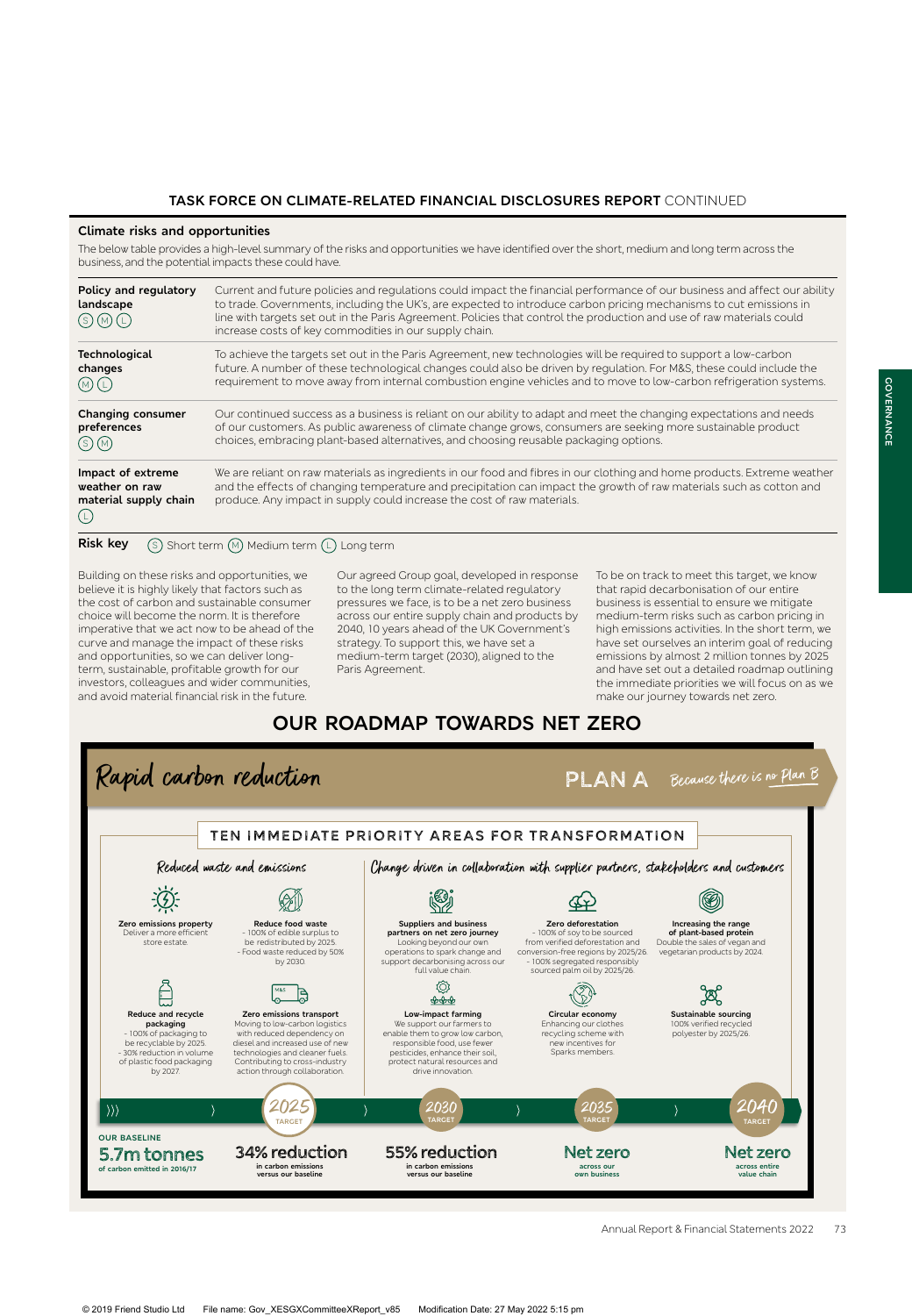## TASK FORCE ON CLIMATE-RELATED FINANCIAL DISCLOSURES REPORT CONTINUED

### Climate risks and opportunities

The below table provides a high-level summary of the risks and opportunities we have identified over the short, medium and long term across the business, and the potential impacts these could have.

| Risk | Description |
|---|---|
| **Policy and regulatory landscape** (S) (M) (L) | Current and future policies and regulations could impact the financial performance of our business and affect our ability to trade. Governments, including the UK's, are expected to introduce carbon pricing mechanisms to cut emissions in line with targets set out in the Paris Agreement. Policies that control the production and use of raw materials could increase costs of key commodities in our supply chain. |
| **Technological changes** (M) (L) | To achieve the targets set out in the Paris Agreement, new technologies will be required to support a low-carbon future. A number of these technological changes could also be driven by regulation. For M&S, these could include the requirement to move away from internal combustion engine vehicles and to move to low-carbon refrigeration systems. |
| **Changing consumer preferences** (S) (M) | Our continued success as a business is reliant on our ability to adapt and meet the changing expectations and needs of our customers. As public awareness of climate change grows, consumers are seeking more sustainable product choices, embracing plant-based alternatives, and choosing reusable packaging options. |
| **Impact of extreme weather on raw material supply chain** (L) | We are reliant on raw materials as ingredients in our food and fibres in our clothing and home products. Extreme weather and the effects of changing temperature and precipitation can impact the growth of raw materials such as cotton and produce. Any impact in supply could increase the cost of raw materials. |

**Risk key** (S) Short term (M) Medium term (L) Long term

Building on these risks and opportunities, we believe it is highly likely that factors such as the cost of carbon and sustainable consumer choice will become the norm. It is therefore imperative that we act now to be ahead of the curve and manage the impact of these risks and opportunities, so we can deliver long-term, sustainable, profitable growth for our investors, colleagues and wider communities, and avoid material financial risk in the future.

Our agreed Group goal, developed in response to the long term climate-related regulatory pressures we face, is to be a net zero business across our entire supply chain and products by 2040, 10 years ahead of the UK Government's strategy. To support this, we have set a medium-term target (2030), aligned to the Paris Agreement.

To be on track to meet this target, we know that rapid decarbonisation of our entire business is essential to ensure we mitigate medium-term risks such as carbon pricing in high emissions activities. In the short term, we have set ourselves an interim goal of reducing emissions by almost 2 million tonnes by 2025 and have set out a detailed roadmap outlining the immediate priorities we will focus on as we make our journey towards net zero.

## OUR ROADMAP TOWARDS NET ZERO

*Rapid carbon reduction*

**PLAN A** *Because there is no Plan B*

### TEN IMMEDIATE PRIORITY AREAS FOR TRANSFORMATION

*Reduced waste and emissions*

- **Zero emissions property** – Deliver a more efficient store estate.
- **Reduce food waste** – 100% of edible surplus to be redistributed by 2025. – Food waste reduced by 50% by 2030.
- **Reduce and recycle packaging** – 100% of packaging to be recyclable by 2025. – 30% reduction in volume of plastic food packaging by 2027.
- **Zero emissions transport** – Moving to low-carbon logistics with reduced dependency on diesel and increased use of new technologies and cleaner fuels. Contributing to cross-industry action through collaboration.

*Change driven in collaboration with supplier partners, stakeholders and customers*

- **Suppliers and business partners on net zero journey** – Looking beyond our own operations to spark change and support decarbonising across our full value chain.
- **Zero deforestation** – 100% of soy to be sourced from verified deforestation and conversion-free regions by 2025/26. – 100% segregated responsibly sourced palm oil by 2025/26.
- **Increasing the range of plant-based protein** – Double the sales of vegan and vegetarian products by 2024.
- **Low-impact farming** – We support our farmers to enable them to grow low carbon, responsible food, use fewer pesticides, enhance their soil, protect natural resources and drive innovation.
- **Circular economy** – Enhancing our clothes recycling scheme with new incentives for Sparks members.
- **Sustainable sourcing** – 100% verified recycled polyester by 2025/26.

| OUR BASELINE | 2025 TARGET | 2030 TARGET | 2035 TARGET | 2040 TARGET |
|---|---|---|---|---|
| **5.7m tonnes** of carbon emitted in 2016/17 | **34% reduction** in carbon emissions versus our baseline | **55% reduction** in carbon emissions versus our baseline | **Net zero** across our own business | **Net zero** across entire value chain |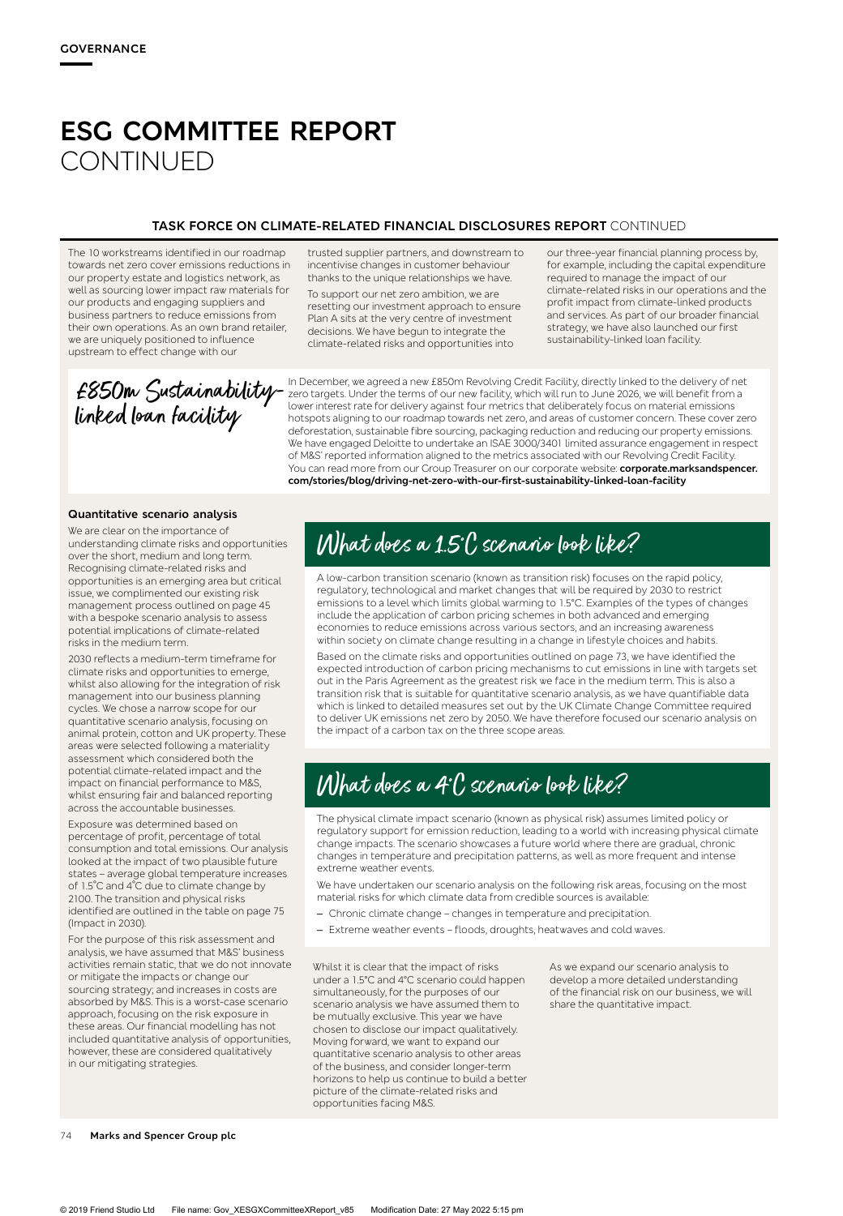# ESG COMMITTEE REPORT CONTINUED

## TASK FORCE ON CLIMATE-RELATED FINANCIAL DISCLOSURES REPORT CONTINUED

The 10 workstreams identified in our roadmap towards net zero cover emissions reductions in our property estate and logistics network, as well as sourcing lower impact raw materials for our products and engaging suppliers and business partners to reduce emissions from their own operations. As an own brand retailer, we are uniquely positioned to influence upstream to effect change with our trusted supplier partners, and downstream to incentivise changes in customer behaviour thanks to the unique relationships we have.

To support our net zero ambition, we are resetting our investment approach to ensure Plan A sits at the very centre of investment decisions. We have begun to integrate the climate-related risks and opportunities into our three-year financial planning process by, for example, including the capital expenditure required to manage the impact of our climate-related risks in our operations and the profit impact from climate-linked products and services. As part of our broader financial strategy, we have also launched our first sustainability-linked loan facility.

### £850m Sustainability-linked loan facility

In December, we agreed a new £850m Revolving Credit Facility, directly linked to the delivery of net zero targets. Under the terms of our new facility, which will run to June 2026, we will benefit from a lower interest rate for delivery against four metrics that deliberately focus on material emissions hotspots aligning to our roadmap towards net zero, and areas of customer concern. These cover zero deforestation, sustainable fibre sourcing, packaging reduction and reducing our property emissions. We have engaged Deloitte to undertake an ISAE 3000/3401 limited assurance engagement in respect of M&S' reported information aligned to the metrics associated with our Revolving Credit Facility. You can read more from our Group Treasurer on our corporate website: **corporate.marksandspencer.com/stories/blog/driving-net-zero-with-our-first-sustainability-linked-loan-facility**

### Quantitative scenario analysis

We are clear on the importance of understanding climate risks and opportunities over the short, medium and long term. Recognising climate-related risks and opportunities is an emerging area but critical issue, we complimented our existing risk management process outlined on page 45 with a bespoke scenario analysis to assess potential implications of climate-related risks in the medium term.

2030 reflects a medium-term timeframe for climate risks and opportunities to emerge, whilst also allowing for the integration of risk management into our business planning cycles. We chose a narrow scope for our quantitative scenario analysis, focusing on animal protein, cotton and UK property. These areas were selected following a materiality assessment which considered both the potential climate-related impact and the impact on financial performance to M&S, whilst ensuring fair and balanced reporting across the accountable businesses.

Exposure was determined based on percentage of profit, percentage of total consumption and total emissions. Our analysis looked at the impact of two plausible future states – average global temperature increases of 1.5°C and 4°C due to climate change by 2100. The transition and physical risks identified are outlined in the table on page 75 (Impact in 2030).

For the purpose of this risk assessment and analysis, we have assumed that M&S' business activities remain static, that we do not innovate or mitigate the impacts or change our sourcing strategy; and increases in costs are absorbed by M&S. This is a worst-case scenario approach, focusing on the risk exposure in these areas. Our financial modelling has not included quantitative analysis of opportunities, however, these are considered qualitatively in our mitigating strategies.

### What does a 1.5°C scenario look like?

A low-carbon transition scenario (known as transition risk) focuses on the rapid policy, regulatory, technological and market changes that will be required by 2030 to restrict emissions to a level which limits global warming to 1.5°C. Examples of the types of changes include the application of carbon pricing schemes in both advanced and emerging economies to reduce emissions across various sectors, and an increasing awareness within society on climate change resulting in a change in lifestyle choices and habits.

Based on the climate risks and opportunities outlined on page 73, we have identified the expected introduction of carbon pricing mechanisms to cut emissions in line with targets set out in the Paris Agreement as the greatest risk we face in the medium term. This is also a transition risk that is suitable for quantitative scenario analysis, as we have quantifiable data which is linked to detailed measures set out by the UK Climate Change Committee required to deliver UK emissions net zero by 2050. We have therefore focused our scenario analysis on the impact of a carbon tax on the three scope areas.

### What does a 4°C scenario look like?

The physical climate impact scenario (known as physical risk) assumes limited policy or regulatory support for emission reduction, leading to a world with increasing physical climate change impacts. The scenario showcases a future world where there are gradual, chronic changes in temperature and precipitation patterns, as well as more frequent and intense extreme weather events.

We have undertaken our scenario analysis on the following risk areas, focusing on the most material risks for which climate data from credible sources is available:

- Chronic climate change – changes in temperature and precipitation.
- Extreme weather events – floods, droughts, heatwaves and cold waves.

Whilst it is clear that the impact of risks under a 1.5°C and 4°C scenario could happen simultaneously, for the purposes of our scenario analysis we have assumed them to be mutually exclusive. This year we have chosen to disclose our impact qualitatively. Moving forward, we want to expand our quantitative scenario analysis to other areas of the business, and consider longer-term horizons to help us continue to build a better picture of the climate-related risks and opportunities facing M&S.

As we expand our scenario analysis to develop a more detailed understanding of the financial risk on our business, we will share the quantitative impact.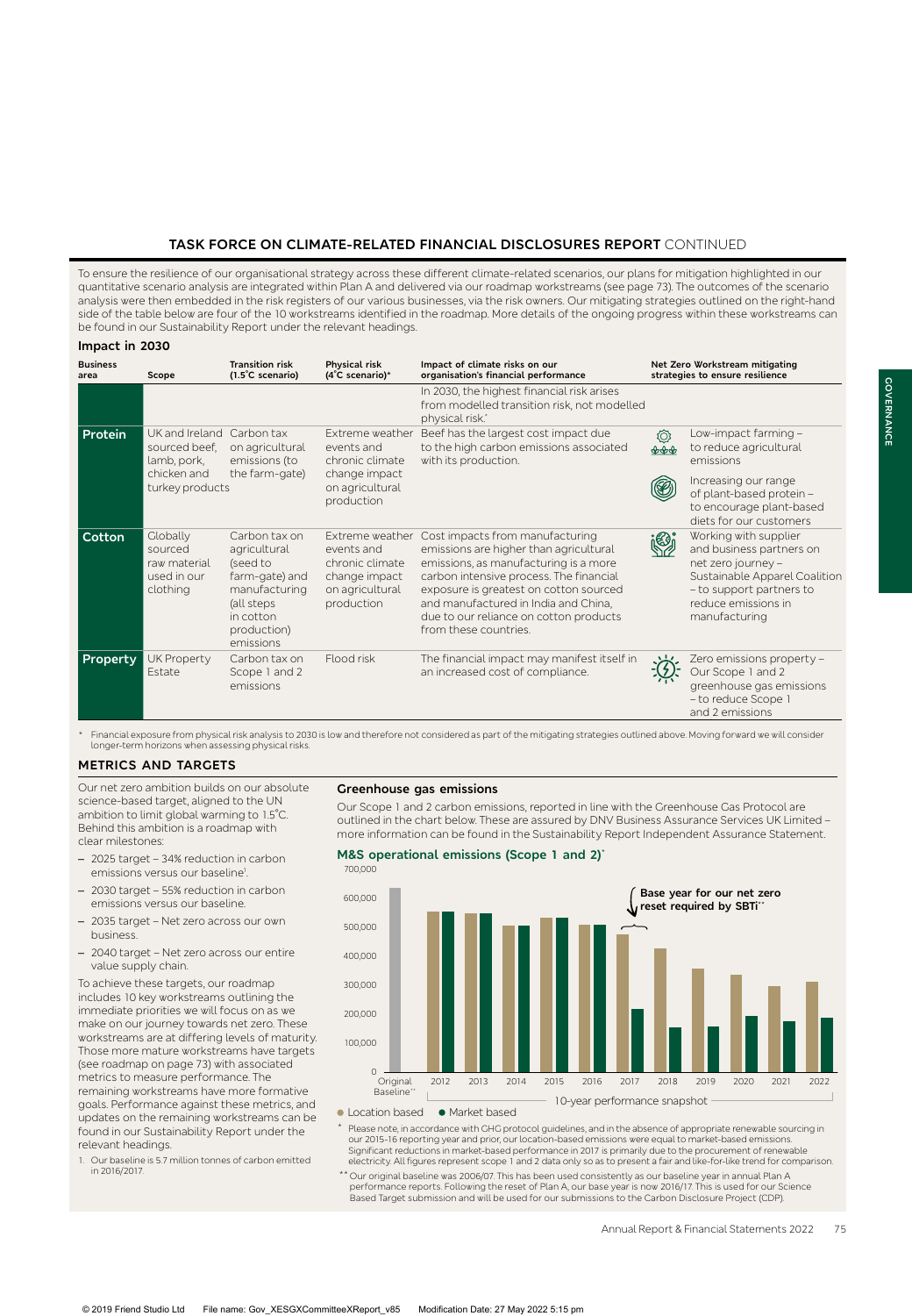## TASK FORCE ON CLIMATE-RELATED FINANCIAL DISCLOSURES REPORT CONTINUED

To ensure the resilience of our organisational strategy across these different climate-related scenarios, our plans for mitigation highlighted in our quantitative scenario analysis are integrated within Plan A and delivered via our roadmap workstreams (see page 73). The outcomes of the scenario analysis were then embedded in the risk registers of our various businesses, via the risk owners. Our mitigating strategies outlined on the right-hand side of the table below are four of the 10 workstreams identified in the roadmap. More details of the ongoing progress within these workstreams can be found in our Sustainability Report under the relevant headings.

### Impact in 2030

| Business area | Scope | Transition risk (1.5˚C scenario) | Physical risk (4˚C scenario)* | Impact of climate risks on our organisation's financial performance | Net Zero Workstream mitigating strategies to ensure resilience |
|---|---|---|---|---|---|
| | | | | In 2030, the highest financial risk arises from modelled transition risk, not modelled physical risk.* | |
| **Protein** | UK and Ireland sourced beef, lamb, pork, chicken and turkey products | Carbon tax on agricultural emissions (to the farm-gate) | Extreme weather events and chronic climate change impact on agricultural production | Beef has the largest cost impact due to the high carbon emissions associated with its production. | Low-impact farming – to reduce agricultural emissions<br><br>Increasing our range of plant-based protein – to encourage plant-based diets for our customers |
| **Cotton** | Globally sourced raw material used in our clothing | Carbon tax on agricultural (seed to farm-gate) and manufacturing (all steps in cotton production) emissions | Extreme weather events and chronic climate change impact on agricultural production | Cost impacts from manufacturing emissions are higher than agricultural emissions, as manufacturing is a more carbon intensive process. The financial exposure is greatest on cotton sourced and manufactured in India and China, due to our reliance on cotton products from these countries. | Working with supplier and business partners on net zero journey – Sustainable Apparel Coalition – to support partners to reduce emissions in manufacturing |
| **Property** | UK Property Estate | Carbon tax on Scope 1 and 2 emissions | Flood risk | The financial impact may manifest itself in an increased cost of compliance. | Zero emissions property – Our Scope 1 and 2 greenhouse gas emissions – to reduce Scope 1 and 2 emissions |

\* Financial exposure from physical risk analysis to 2030 is low and therefore not considered as part of the mitigating strategies outlined above. Moving forward we will consider longer-term horizons when assessing physical risks.

## METRICS AND TARGETS

Our net zero ambition builds on our absolute science-based target, aligned to the UN ambition to limit global warming to 1.5˚C. Behind this ambition is a roadmap with clear milestones:

- 2025 target – 34% reduction in carbon emissions versus our baseline[1].
- 2030 target – 55% reduction in carbon emissions versus our baseline.
- 2035 target – Net zero across our own business.
- 2040 target – Net zero across our entire value supply chain.

To achieve these targets, our roadmap includes 10 key workstreams outlining the immediate priorities we will focus on as we make on our journey towards net zero. These workstreams are at differing levels of maturity. Those more mature workstreams have targets (see roadmap on page 73) with associated metrics to measure performance. The remaining workstreams have more formative goals. Performance against these metrics, and updates on the remaining workstreams can be found in our Sustainability Report under the relevant headings.

1. Our baseline is 5.7 million tonnes of carbon emitted in 2016/2017.

### Greenhouse gas emissions

Our Scope 1 and 2 carbon emissions, reported in line with the Greenhouse Gas Protocol are outlined in the chart below. These are assured by DNV Business Assurance Services UK Limited – more information can be found in the Sustainability Report Independent Assurance Statement.

**M&S operational emissions (Scope 1 and 2)***

Base year for our net zero reset required by SBTi**

Original Baseline** | 2012 | 2013 | 2014 | 2015 | 2016 | 2017 | 2018 | 2019 | 2020 | 2021 | 2022

10-year performance snapshot

● Location based ● Market based

\* Please note, in accordance with GHG protocol guidelines, and in the absence of appropriate renewable sourcing in our 2015-16 reporting year and prior, our location-based emissions were equal to market-based emissions. Significant reductions in market-based performance in 2017 is primarily due to the procurement of renewable electricity. All figures represent scope 1 and 2 data only so as to present a fair and like-for-like trend for comparison.

\*\* Our original baseline was 2006/07. This has been used consistently as our baseline year in annual Plan A performance reports. Following the reset of Plan A, our base year is now 2016/17. This is used for our Science Based Target submission and will be used for our submissions to the Carbon Disclosure Project (CDP).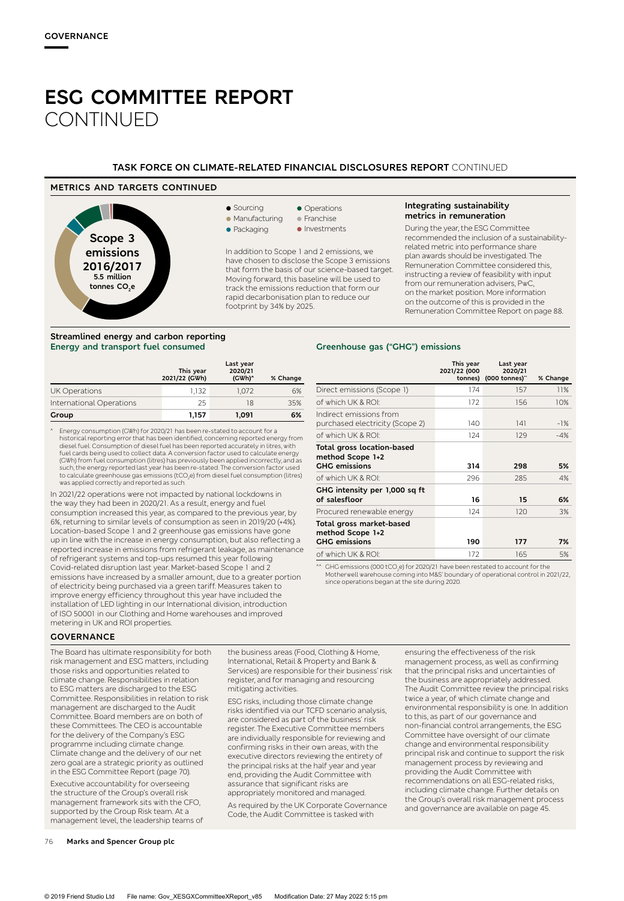# ESG COMMITTEE REPORT CONTINUED

## TASK FORCE ON CLIMATE-RELATED FINANCIAL DISCLOSURES REPORT CONTINUED

### METRICS AND TARGETS CONTINUED

Scope 3 emissions 2016/2017
5.5 million tonnes $CO_2e$

- Sourcing
- Manufacturing
- Packaging
- Operations
- Franchise
- Investments

In addition to Scope 1 and 2 emissions, we have chosen to disclose the Scope 3 emissions that form the basis of our science-based target. Moving forward, this baseline will be used to track the emissions reduction that form our rapid decarbonisation plan to reduce our footprint by 34% by 2025.

#### Integrating sustainability metrics in remuneration

During the year, the ESG Committee recommended the inclusion of a sustainability-related metric into performance share plan awards should be investigated. The Remuneration Committee considered this, instructing a review of feasibility with input from our remuneration advisers, PwC, on the market position. More information on the outcome of this is provided in the Remuneration Committee Report on page 88.

#### Streamlined energy and carbon reporting

**Energy and transport fuel consumed**

| | This year 2021/22 (GWh) | Last year 2020/21 (GWh)^ | % Change |
|---|---|---|---|
| UK Operations | 1,132 | 1,072 | 6% |
| International Operations | 25 | 18 | 35% |
| **Group** | **1,157** | **1,091** | **6%** |

^ Energy consumption (GWh) for 2020/21 has been re-stated to account for a historical reporting error that has been identified, concerning reported energy from diesel fuel. Consumption of diesel fuel has been reported accurately in litres, with fuel cards being used to collect data. A conversion factor used to calculate energy (GWh) from fuel consumption (litres) has previously been applied incorrectly, and as such, the energy reported last year has been re-stated. The conversion factor used to calculate greenhouse gas emissions ($tCO_2e$) from diesel fuel consumption (litres) was applied correctly and reported as such.

In 2021/22 operations were not impacted by national lockdowns in the way they had been in 2020/21. As a result, energy and fuel consumption increased this year, as compared to the previous year, by 6%, returning to similar levels of consumption as seen in 2019/20 (+4%). Location-based Scope 1 and 2 greenhouse gas emissions have gone up in line with the increase in energy consumption, but also reflecting a reported increase in emissions from refrigerant leakage, as maintenance of refrigerant systems and top-ups resumed this year following Covid-related disruption last year. Market-based Scope 1 and 2 emissions have increased by a smaller amount, due to a greater portion of electricity being purchased via a green tariff. Measures taken to improve energy efficiency throughout this year have included the installation of LED lighting in our International division, introduction of ISO 50001 in our Clothing and Home warehouses and improved metering in UK and ROI properties.

**Greenhouse gas ("GHG") emissions**

| | This year 2021/22 (000 tonnes) | Last year 2020/21 (000 tonnes)^^ | % Change |
|---|---|---|---|
| Direct emissions (Scope 1) | 174 | 157 | 11% |
| of which UK & ROI: | 172 | 156 | 10% |
| Indirect emissions from purchased electricity (Scope 2) | 140 | 141 | -1% |
| of which UK & ROI: | 124 | 129 | -4% |
| **Total gross location-based method Scope 1+2 GHG emissions** | **314** | **298** | **5%** |
| of which UK & ROI: | 296 | 285 | 4% |
| **GHG intensity per 1,000 sq ft of salesfloor** | **16** | **15** | **6%** |
| Procured renewable energy | 124 | 120 | 3% |
| **Total gross market-based method Scope 1+2 GHG emissions** | **190** | **177** | **7%** |
| of which UK & ROI: | 172 | 165 | 5% |

^^ GHG emissions (000 $tCO_2e$) for 2020/21 have been restated to account for the Motherwell warehouse coming into M&S' boundary of operational control in 2021/22, since operations began at the site during 2020.

### GOVERNANCE

The Board has ultimate responsibility for both risk management and ESG matters, including those risks and opportunities related to climate change. Responsibilities in relation to ESG matters are discharged to the ESG Committee. Responsibilities in relation to risk management are discharged to the Audit Committee. Board members are on both of these Committees. The CEO is accountable for the delivery of the Company's ESG programme including climate change. Climate change and the delivery of our net zero goal are a strategic priority as outlined in the ESG Committee Report (page 70).

Executive accountability for overseeing the structure of the Group's overall risk management framework sits with the CFO, supported by the Group Risk team. At a management level, the leadership teams of the business areas (Food, Clothing & Home, International, Retail & Property and Bank & Services) are responsible for their business' risk register, and for managing and resourcing mitigating activities.

ESG risks, including those climate change risks identified via our TCFD scenario analysis, are considered as part of the business' risk register. The Executive Committee members are individually responsible for reviewing and confirming risks in their own areas, with the executive directors reviewing the entirety of the principal risks at the half year and year end, providing the Audit Committee with assurance that significant risks are appropriately monitored and managed.

As required by the UK Corporate Governance Code, the Audit Committee is tasked with ensuring the effectiveness of the risk management process, as well as confirming that the principal risks and uncertainties of the business are appropriately addressed. The Audit Committee review the principal risks twice a year, of which climate change and environmental responsibility is one. In addition to this, as part of our governance and non-financial control arrangements, the ESG Committee have oversight of our climate change and environmental responsibility principal risk and continue to support the risk management process by reviewing and providing the Audit Committee with recommendations on all ESG-related risks, including climate change. Further details on the Group's overall risk management process and governance are available on page 45.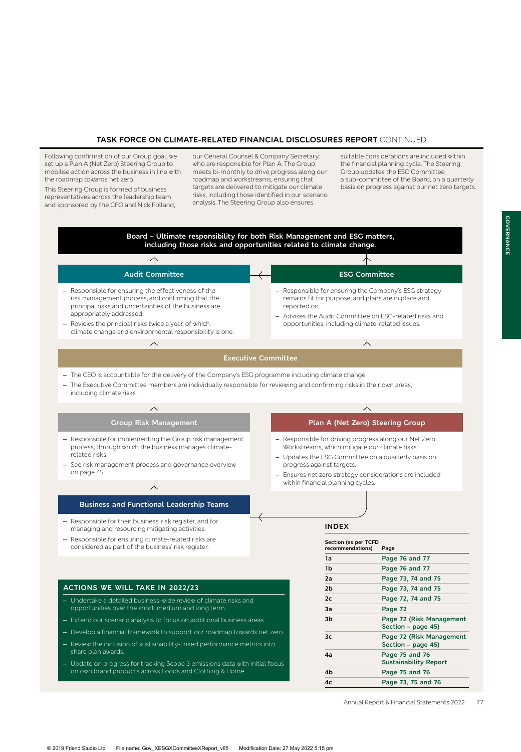## TASK FORCE ON CLIMATE-RELATED FINANCIAL DISCLOSURES REPORT CONTINUED

Following confirmation of our Group goal, we set up a Plan A (Net Zero) Steering Group to mobilise action across the business in line with the roadmap towards net zero.

This Steering Group is formed of business representatives across the leadership team and sponsored by the CFO and Nick Folland, our General Counsel & Company Secretary, who are responsible for Plan A. The Group meets bi-monthly to drive progress along our roadmap and workstreams, ensuring that targets are delivered to mitigate our climate risks, including those identified in our scenario analysis. The Steering Group also ensures suitable considerations are included within the financial planning cycle. The Steering Group updates the ESG Committee, a sub-committee of the Board, on a quarterly basis on progress against our net zero targets.

**Board – Ultimate responsibility for both Risk Management and ESG matters, including those risks and opportunities related to climate change.**

**Audit Committee**

- Responsible for ensuring the effectiveness of the risk management process, and confirming that the principal risks and uncertainties of the business are appropriately addressed.
- Reviews the principal risks twice a year, of which climate change and environmental responsibility is one.

**ESG Committee**

- Responsible for ensuring the Company's ESG strategy remains fit for purpose, and plans are in place and reported on.
- Advises the Audit Committee on ESG-related risks and opportunities, including climate-related issues.

**Executive Committee**

- The CEO is accountable for the delivery of the Company's ESG programme including climate change.
- The Executive Committee members are individually responsible for reviewing and confirming risks in their own areas, including climate risks.

**Group Risk Management**

- Responsible for implementing the Group risk management process, through which the business manages climate-related risks.
- See risk management process and governance overview on page 45.

**Plan A (Net Zero) Steering Group**

- Responsible for driving progress along our Net Zero Workstreams, which mitigate our climate risks.
- Updates the ESG Committee on a quarterly basis on progress against targets.
- Ensures net zero strategy considerations are included within financial planning cycles.

**Business and Functional Leadership Teams**

- Responsible for their business' risk register, and for managing and resourcing mitigating activities.
- Responsible for ensuring climate-related risks are considered as part of the business' risk register.

### ACTIONS WE WILL TAKE IN 2022/23

- Undertake a detailed business-wide review of climate risks and opportunities over the short, medium and long term.
- Extend our scenario analysis to focus on additional business areas.
- Develop a financial framework to support our roadmap towards net zero.
- Review the inclusion of sustainability-linked performance metrics into share plan awards.
- Update on progress for tracking Scope 3 emissions data with initial focus on own brand products across Foods and Clothing & Home.

### INDEX

| Section (as per TCFD recommendations) | Page |
| --- | --- |
| 1a | Page 76 and 77 |
| 1b | Page 76 and 77 |
| 2a | Page 73, 74 and 75 |
| 2b | Page 73, 74 and 75 |
| 2c | Page 72, 74 and 75 |
| 3a | Page 72 |
| 3b | Page 72 (Risk Management Section – page 45) |
| 3c | Page 72 (Risk Management Section – page 45) |
| 4a | Page 75 and 76 Sustainability Report |
| 4b | Page 75 and 76 |
| 4c | Page 73, 75 and 76 |